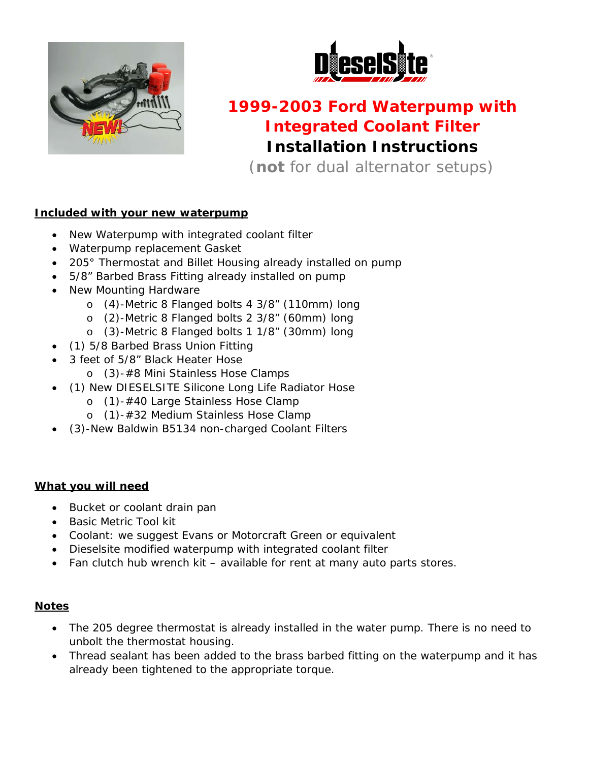# 1999-2003 Ford Waterpump with Integrated Coolant Filter

## Installation Instructions

(**not** for dual alternator setups)

**Included with your new waterpump**

- New Waterpump with integrated coolant filter
- Waterpump replacement Gasket
- 205° Thermostat and Billet Housing already installed on pump
- 5/8" Barbed Brass Fitting already installed on pump
- New Mounting Hardware
  - (4)-Metric 8 Flanged bolts 4 3/8" (110mm) long
  - (2)-Metric 8 Flanged bolts 2 3/8" (60mm) long
  - (3)-Metric 8 Flanged bolts 1 1/8" (30mm) long
- (1) 5/8 Barbed Brass Union Fitting
- 3 feet of 5/8" Black Heater Hose
  - (3)-#8 Mini Stainless Hose Clamps
- (1) New DIESELSITE Silicone Long Life Radiator Hose
  - (1)-#40 Large Stainless Hose Clamp
  - (1)-#32 Medium Stainless Hose Clamp
- (3)-New Baldwin B5134 non-charged Coolant Filters

**What you will need**

- Bucket or coolant drain pan
- Basic Metric Tool kit
- Coolant: we suggest Evans or Motorcraft Green or equivalent
- Dieselsite modified waterpump with integrated coolant filter
- Fan clutch hub wrench kit – available for rent at many auto parts stores.

**Notes**

- The 205 degree thermostat is already installed in the water pump. There is no need to unbolt the thermostat housing.
- Thread sealant has been added to the brass barbed fitting on the waterpump and it has already been tightened to the appropriate torque.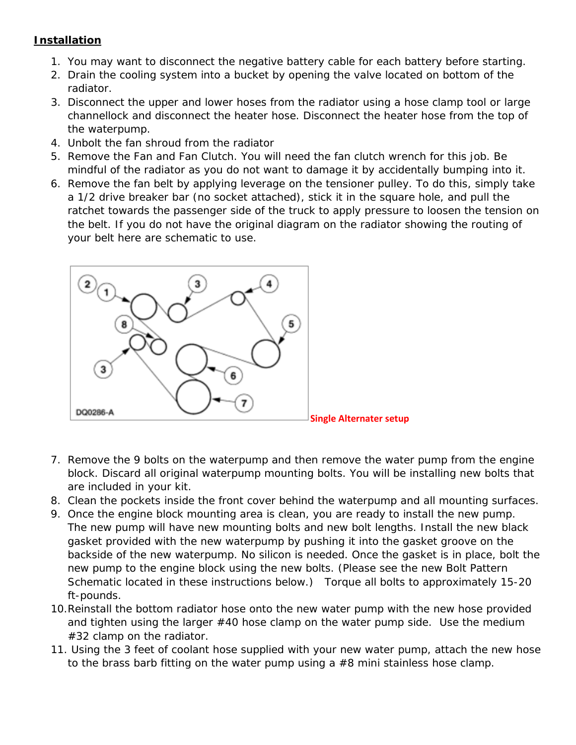**Installation**

1. You may want to disconnect the negative battery cable for each battery before starting.
2. Drain the cooling system into a bucket by opening the valve located on bottom of the radiator.
3. Disconnect the upper and lower hoses from the radiator using a hose clamp tool or large channellock and disconnect the heater hose. Disconnect the heater hose from the top of the waterpump.
4. Unbolt the fan shroud from the radiator
5. Remove the Fan and Fan Clutch. You will need the fan clutch wrench for this job. Be mindful of the radiator as you do not want to damage it by accidentally bumping into it.
6. Remove the fan belt by applying leverage on the tensioner pulley. To do this, simply take a 1/2 drive breaker bar (no socket attached), stick it in the square hole, and pull the ratchet towards the passenger side of the truck to apply pressure to loosen the tension on the belt. If you do not have the original diagram on the radiator showing the routing of your belt here are schematic to use.

DQ0286-A

Single Alternater setup

7. Remove the 9 bolts on the waterpump and then remove the water pump from the engine block. Discard all original waterpump mounting bolts. You will be installing new bolts that are included in your kit.
8. Clean the pockets inside the front cover behind the waterpump and all mounting surfaces.
9. Once the engine block mounting area is clean, you are ready to install the new pump. The new pump will have new mounting bolts and new bolt lengths. Install the new black gasket provided with the new waterpump by pushing it into the gasket groove on the backside of the new waterpump. No silicon is needed. Once the gasket is in place, bolt the new pump to the engine block using the new bolts. (Please see the new Bolt Pattern Schematic located in these instructions below.) Torque all bolts to approximately 15-20 ft-pounds.
10. Reinstall the bottom radiator hose onto the new water pump with the new hose provided and tighten using the larger #40 hose clamp on the water pump side. Use the medium #32 clamp on the radiator.
11. Using the 3 feet of coolant hose supplied with your new water pump, attach the new hose to the brass barb fitting on the water pump using a #8 mini stainless hose clamp.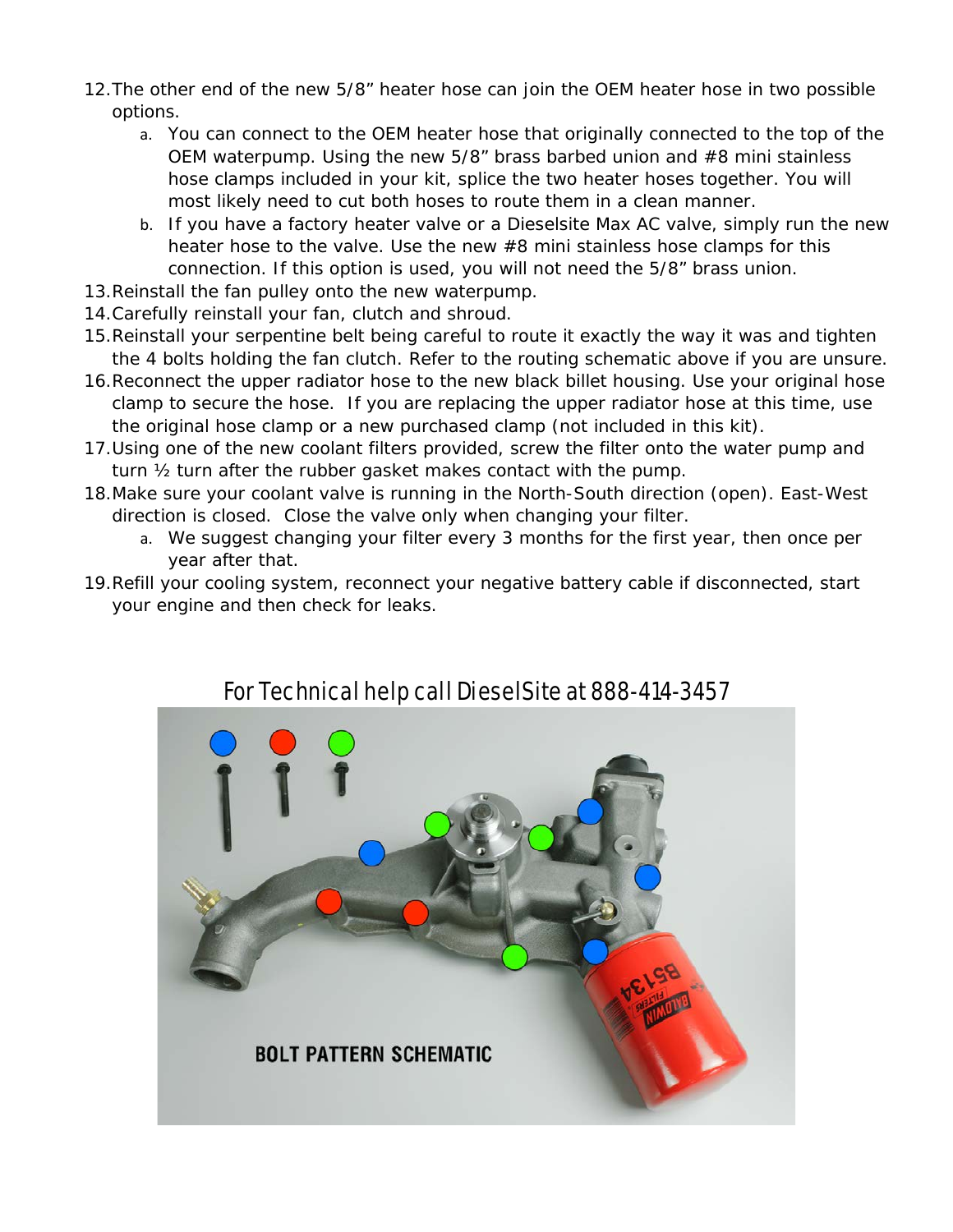12. The other end of the new 5/8” heater hose can join the OEM heater hose in two possible options.
    a. You can connect to the OEM heater hose that originally connected to the top of the OEM waterpump. Using the new 5/8” brass barbed union and #8 mini stainless hose clamps included in your kit, splice the two heater hoses together. You will most likely need to cut both hoses to route them in a clean manner.
    b. If you have a factory heater valve or a Dieselsite Max AC valve, simply run the new heater hose to the valve. Use the new #8 mini stainless hose clamps for this connection. If this option is used, you will not need the 5/8” brass union.
13. Reinstall the fan pulley onto the new waterpump.
14. Carefully reinstall your fan, clutch and shroud.
15. Reinstall your serpentine belt being careful to route it exactly the way it was and tighten the 4 bolts holding the fan clutch. Refer to the routing schematic above if you are unsure.
16. Reconnect the upper radiator hose to the new black billet housing. Use your original hose clamp to secure the hose. If you are replacing the upper radiator hose at this time, use the original hose clamp or a new purchased clamp (not included in this kit).
17. Using one of the new coolant filters provided, screw the filter onto the water pump and turn ½ turn after the rubber gasket makes contact with the pump.
18. Make sure your coolant valve is running in the North-South direction (open). East-West direction is closed. Close the valve only when changing your filter.
    a. We suggest changing your filter every 3 months for the first year, then once per year after that.
19. Refill your cooling system, reconnect your negative battery cable if disconnected, start your engine and then check for leaks.

For Technical help call DieselSite at 888-414-3457

BOLT PATTERN SCHEMATIC